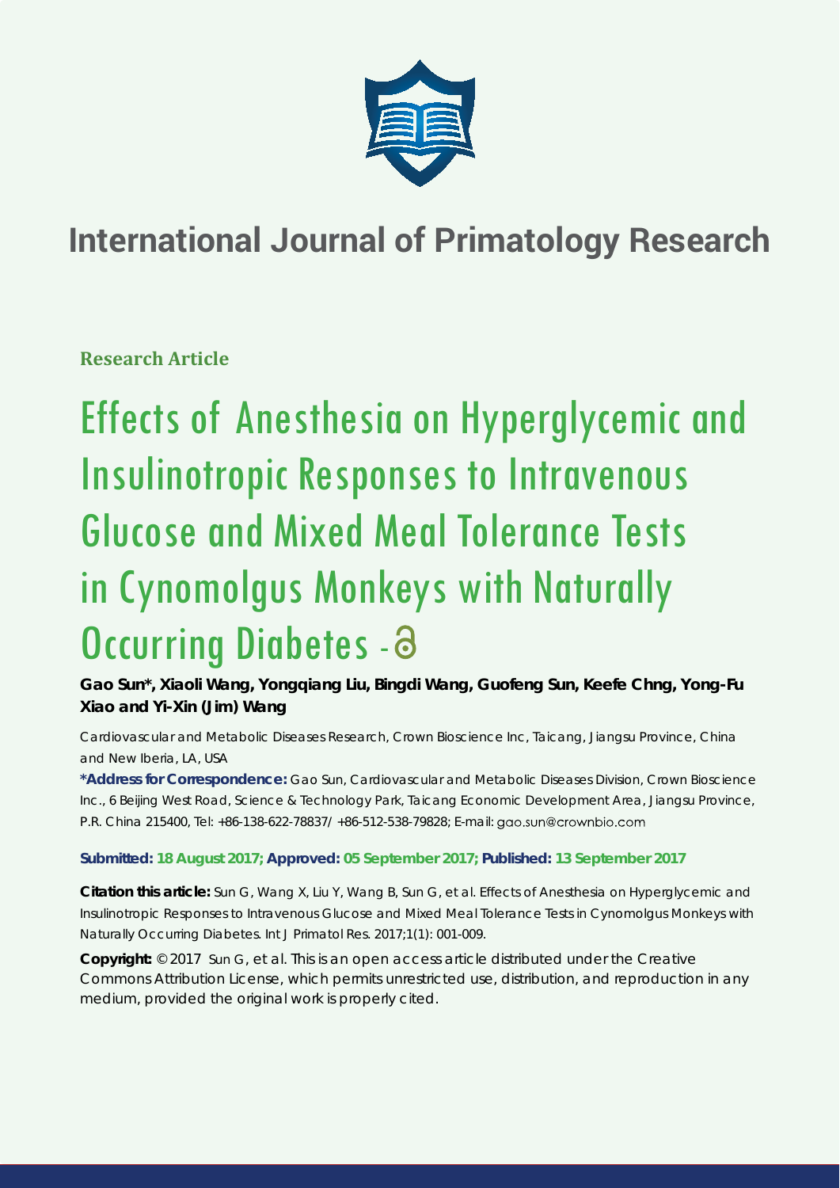# International Journal of Primatology Research

**Research Article**

# Effects of Anesthesia on Hyperglycemic and Insulinotropic Responses to Intravenous Glucose and Mixed Meal Tolerance Tests in Cynomolgus Monkeys with Naturally Occurring Diabetes

**Gao Sun*, Xiaoli Wang, Yongqiang Liu, Bingdi Wang, Guofeng Sun, Keefe Chng, Yong-Fu Xiao and Yi-Xin (Jim) Wang**

Cardiovascular and Metabolic Diseases Research, Crown Bioscience Inc, Taicang, Jiangsu Province, China and New Iberia, LA, USA

**\*Address for Correspondence:** Gao Sun, Cardiovascular and Metabolic Diseases Division, Crown Bioscience Inc., 6 Beijing West Road, Science & Technology Park, Taicang Economic Development Area, Jiangsu Province, P.R. China 215400, Tel: +86-138-622-78837/ +86-512-538-79828; E-mail: gao.sun@crownbio.com

**Submitted: 18 August 2017; Approved: 05 September 2017; Published: 13 September 2017**

**Citation this article:** Sun G, Wang X, Liu Y, Wang B, Sun G, et al. Effects of Anesthesia on Hyperglycemic and Insulinotropic Responses to Intravenous Glucose and Mixed Meal Tolerance Tests in Cynomolgus Monkeys with Naturally Occurring Diabetes. Int J Primatol Res. 2017;1(1): 001-009.

**Copyright:** © 2017 Sun G, et al. This is an open access article distributed under the Creative Commons Attribution License, which permits unrestricted use, distribution, and reproduction in any medium, provided the original work is properly cited.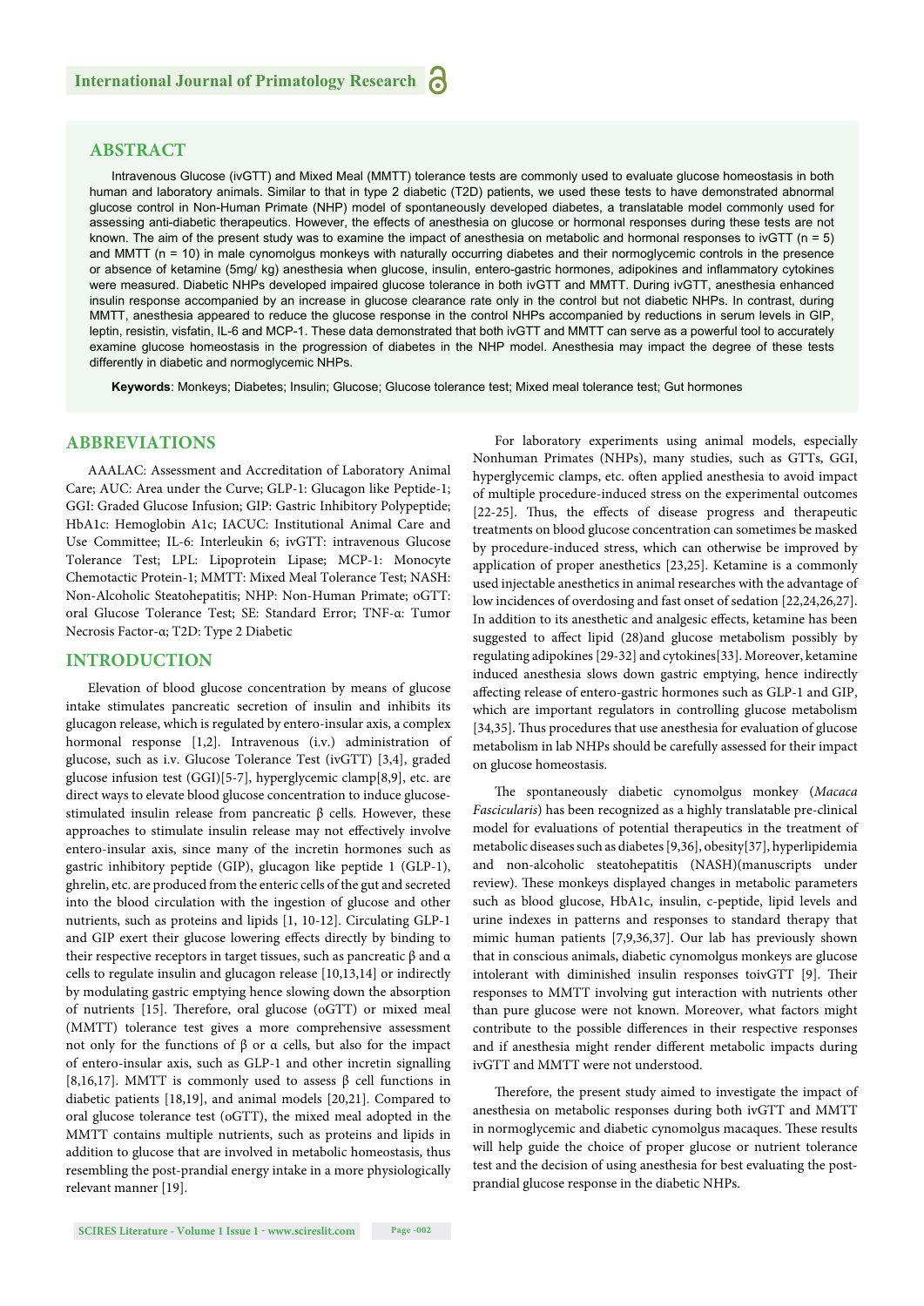## ABSTRACT

Intravenous Glucose (ivGTT) and Mixed Meal (MMTT) tolerance tests are commonly used to evaluate glucose homeostasis in both human and laboratory animals. Similar to that in type 2 diabetic (T2D) patients, we used these tests to have demonstrated abnormal glucose control in Non-Human Primate (NHP) model of spontaneously developed diabetes, a translatable model commonly used for assessing anti-diabetic therapeutics. However, the effects of anesthesia on glucose or hormonal responses during these tests are not known. The aim of the present study was to examine the impact of anesthesia on metabolic and hormonal responses to ivGTT (n = 5) and MMTT (n = 10) in male cynomolgus monkeys with naturally occurring diabetes and their normoglycemic controls in the presence or absence of ketamine (5mg/ kg) anesthesia when glucose, insulin, entero-gastric hormones, adipokines and inflammatory cytokines were measured. Diabetic NHPs developed impaired glucose tolerance in both ivGTT and MMTT. During ivGTT, anesthesia enhanced insulin response accompanied by an increase in glucose clearance rate only in the control but not diabetic NHPs. In contrast, during MMTT, anesthesia appeared to reduce the glucose response in the control NHPs accompanied by reductions in serum levels in GIP, leptin, resistin, visfatin, IL-6 and MCP-1. These data demonstrated that both ivGTT and MMTT can serve as a powerful tool to accurately examine glucose homeostasis in the progression of diabetes in the NHP model. Anesthesia may impact the degree of these tests differently in diabetic and normoglycemic NHPs.

**Keywords**: Monkeys; Diabetes; Insulin; Glucose; Glucose tolerance test; Mixed meal tolerance test; Gut hormones

## ABBREVIATIONS

AAALAC: Assessment and Accreditation of Laboratory Animal Care; AUC: Area under the Curve; GLP-1: Glucagon like Peptide-1; GGI: Graded Glucose Infusion; GIP: Gastric Inhibitory Polypeptide; HbA1c: Hemoglobin A1c; IACUC: Institutional Animal Care and Use Committee; IL-6: Interleukin 6; ivGTT: intravenous Glucose Tolerance Test; LPL: Lipoprotein Lipase; MCP-1: Monocyte Chemotactic Protein-1; MMTT: Mixed Meal Tolerance Test; NASH: Non-Alcoholic Steatohepatitis; NHP: Non-Human Primate; oGTT: oral Glucose Tolerance Test; SE: Standard Error; TNF-α: Tumor Necrosis Factor-α; T2D: Type 2 Diabetic

## INTRODUCTION

Elevation of blood glucose concentration by means of glucose intake stimulates pancreatic secretion of insulin and inhibits its glucagon release, which is regulated by entero-insular axis, a complex hormonal response [1,2]. Intravenous (i.v.) administration of glucose, such as i.v. Glucose Tolerance Test (ivGTT) [3,4], graded glucose infusion test (GGI)[5-7], hyperglycemic clamp[8,9], etc. are direct ways to elevate blood glucose concentration to induce glucose-stimulated insulin release from pancreatic β cells. However, these approaches to stimulate insulin release may not effectively involve entero-insular axis, since many of the incretin hormones such as gastric inhibitory peptide (GIP), glucagon like peptide 1 (GLP-1), ghrelin, etc. are produced from the enteric cells of the gut and secreted into the blood circulation with the ingestion of glucose and other nutrients, such as proteins and lipids [1, 10-12]. Circulating GLP-1 and GIP exert their glucose lowering effects directly by binding to their respective receptors in target tissues, such as pancreatic β and α cells to regulate insulin and glucagon release [10,13,14] or indirectly by modulating gastric emptying hence slowing down the absorption of nutrients [15]. Therefore, oral glucose (oGTT) or mixed meal (MMTT) tolerance test gives a more comprehensive assessment not only for the functions of β or α cells, but also for the impact of entero-insular axis, such as GLP-1 and other incretin signalling [8,16,17]. MMTT is commonly used to assess β cell functions in diabetic patients [18,19], and animal models [20,21]. Compared to oral glucose tolerance test (oGTT), the mixed meal adopted in the MMTT contains multiple nutrients, such as proteins and lipids in addition to glucose that are involved in metabolic homeostasis, thus resembling the post-prandial energy intake in a more physiologically relevant manner [19].

For laboratory experiments using animal models, especially Nonhuman Primates (NHPs), many studies, such as GTTs, GGI, hyperglycemic clamps, etc. often applied anesthesia to avoid impact of multiple procedure-induced stress on the experimental outcomes [22-25]. Thus, the effects of disease progress and therapeutic treatments on blood glucose concentration can sometimes be masked by procedure-induced stress, which can otherwise be improved by application of proper anesthetics [23,25]. Ketamine is a commonly used injectable anesthetics in animal researches with the advantage of low incidences of overdosing and fast onset of sedation [22,24,26,27]. In addition to its anesthetic and analgesic effects, ketamine has been suggested to affect lipid (28)and glucose metabolism possibly by regulating adipokines [29-32] and cytokines[33]. Moreover, ketamine induced anesthesia slows down gastric emptying, hence indirectly affecting release of entero-gastric hormones such as GLP-1 and GIP, which are important regulators in controlling glucose metabolism [34,35]. Thus procedures that use anesthesia for evaluation of glucose metabolism in lab NHPs should be carefully assessed for their impact on glucose homeostasis.

The spontaneously diabetic cynomolgus monkey (*Macaca Fascicularis*) has been recognized as a highly translatable pre-clinical model for evaluations of potential therapeutics in the treatment of metabolic diseases such as diabetes [9,36], obesity[37], hyperlipidemia and non-alcoholic steatohepatitis (NASH)(manuscripts under review). These monkeys displayed changes in metabolic parameters such as blood glucose, HbA1c, insulin, c-peptide, lipid levels and urine indexes in patterns and responses to standard therapy that mimic human patients [7,9,36,37]. Our lab has previously shown that in conscious animals, diabetic cynomolgus monkeys are glucose intolerant with diminished insulin responses toivGTT [9]. Their responses to MMTT involving gut interaction with nutrients other than pure glucose were not known. Moreover, what factors might contribute to the possible differences in their respective responses and if anesthesia might render different metabolic impacts during ivGTT and MMTT were not understood.

Therefore, the present study aimed to investigate the impact of anesthesia on metabolic responses during both ivGTT and MMTT in normoglycemic and diabetic cynomolgus macaques. These results will help guide the choice of proper glucose or nutrient tolerance test and the decision of using anesthesia for best evaluating the post-prandial glucose response in the diabetic NHPs.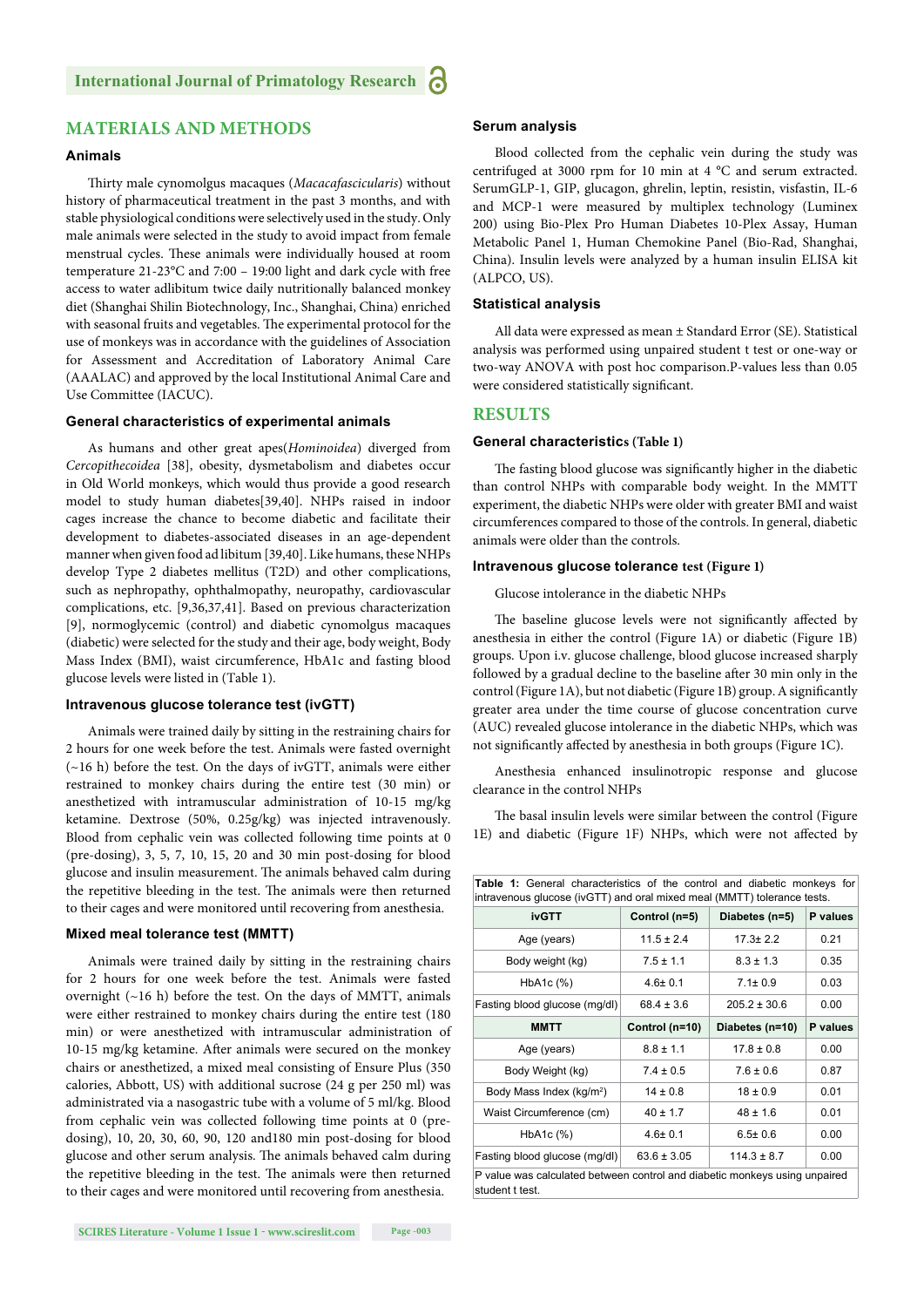## MATERIALS AND METHODS

### Animals

Thirty male cynomolgus macaques (*Macacafascicularis*) without history of pharmaceutical treatment in the past 3 months, and with stable physiological conditions were selectively used in the study. Only male animals were selected in the study to avoid impact from female menstrual cycles. These animals were individually housed at room temperature 21-23°C and 7:00 – 19:00 light and dark cycle with free access to water adlibitum twice daily nutritionally balanced monkey diet (Shanghai Shilin Biotechnology, Inc., Shanghai, China) enriched with seasonal fruits and vegetables. The experimental protocol for the use of monkeys was in accordance with the guidelines of Association for Assessment and Accreditation of Laboratory Animal Care (AAALAC) and approved by the local Institutional Animal Care and Use Committee (IACUC).

### General characteristics of experimental animals

As humans and other great apes(*Hominoidea*) diverged from *Cercopithecoidea* [38], obesity, dysmetabolism and diabetes occur in Old World monkeys, which would thus provide a good research model to study human diabetes[39,40]. NHPs raised in indoor cages increase the chance to become diabetic and facilitate their development to diabetes-associated diseases in an age-dependent manner when given food ad libitum [39,40]. Like humans, these NHPs develop Type 2 diabetes mellitus (T2D) and other complications, such as nephropathy, ophthalmopathy, neuropathy, cardiovascular complications, etc. [9,36,37,41]. Based on previous characterization [9], normoglycemic (control) and diabetic cynomolgus macaques (diabetic) were selected for the study and their age, body weight, Body Mass Index (BMI), waist circumference, HbA1c and fasting blood glucose levels were listed in (Table 1).

### Intravenous glucose tolerance test (ivGTT)

Animals were trained daily by sitting in the restraining chairs for 2 hours for one week before the test. Animals were fasted overnight (~16 h) before the test. On the days of ivGTT, animals were either restrained to monkey chairs during the entire test (30 min) or anesthetized with intramuscular administration of 10-15 mg/kg ketamine. Dextrose (50%, 0.25g/kg) was injected intravenously. Blood from cephalic vein was collected following time points at 0 (pre-dosing), 3, 5, 7, 10, 15, 20 and 30 min post-dosing for blood glucose and insulin measurement. The animals behaved calm during the repetitive bleeding in the test. The animals were then returned to their cages and were monitored until recovering from anesthesia.

### Mixed meal tolerance test (MMTT)

Animals were trained daily by sitting in the restraining chairs for 2 hours for one week before the test. Animals were fasted overnight (~16 h) before the test. On the days of MMTT, animals were either restrained to monkey chairs during the entire test (180 min) or were anesthetized with intramuscular administration of 10-15 mg/kg ketamine. After animals were secured on the monkey chairs or anesthetized, a mixed meal consisting of Ensure Plus (350 calories, Abbott, US) with additional sucrose (24 g per 250 ml) was administrated via a nasogastric tube with a volume of 5 ml/kg. Blood from cephalic vein was collected following time points at 0 (pre-dosing), 10, 20, 30, 60, 90, 120 and180 min post-dosing for blood glucose and other serum analysis. The animals behaved calm during the repetitive bleeding in the test. The animals were then returned to their cages and were monitored until recovering from anesthesia.

### Serum analysis

Blood collected from the cephalic vein during the study was centrifuged at 3000 rpm for 10 min at 4 °C and serum extracted. SerumGLP-1, GIP, glucagon, ghrelin, leptin, resistin, visfastin, IL-6 and MCP-1 were measured by multiplex technology (Luminex 200) using Bio-Plex Pro Human Diabetes 10-Plex Assay, Human Metabolic Panel 1, Human Chemokine Panel (Bio-Rad, Shanghai, China). Insulin levels were analyzed by a human insulin ELISA kit (ALPCO, US).

### Statistical analysis

All data were expressed as mean ± Standard Error (SE). Statistical analysis was performed using unpaired student t test or one-way or two-way ANOVA with post hoc comparison.P-values less than 0.05 were considered statistically significant.

## RESULTS

### General characteristics (Table 1)

The fasting blood glucose was significantly higher in the diabetic than control NHPs with comparable body weight. In the MMTT experiment, the diabetic NHPs were older with greater BMI and waist circumferences compared to those of the controls. In general, diabetic animals were older than the controls.

### Intravenous glucose tolerance test (Figure 1)

Glucose intolerance in the diabetic NHPs

The baseline glucose levels were not significantly affected by anesthesia in either the control (Figure 1A) or diabetic (Figure 1B) groups. Upon i.v. glucose challenge, blood glucose increased sharply followed by a gradual decline to the baseline after 30 min only in the control (Figure 1A), but not diabetic (Figure 1B) group. A significantly greater area under the time course of glucose concentration curve (AUC) revealed glucose intolerance in the diabetic NHPs, which was not significantly affected by anesthesia in both groups (Figure 1C).

Anesthesia enhanced insulinotropic response and glucose clearance in the control NHPs

The basal insulin levels were similar between the control (Figure 1E) and diabetic (Figure 1F) NHPs, which were not affected by

**Table 1:** General characteristics of the control and diabetic monkeys for intravenous glucose (ivGTT) and oral mixed meal (MMTT) tolerance tests.

| ivGTT | Control (n=5) | Diabetes (n=5) | P values |
|---|---|---|---|
| Age (years) | 11.5 ± 2.4 | 17.3± 2.2 | 0.21 |
| Body weight (kg) | 7.5 ± 1.1 | 8.3 ± 1.3 | 0.35 |
| HbA1c (%) | 4.6± 0.1 | 7.1± 0.9 | 0.03 |
| Fasting blood glucose (mg/dl) | 68.4 ± 3.6 | 205.2 ± 30.6 | 0.00 |
| **MMTT** | **Control (n=10)** | **Diabetes (n=10)** | **P values** |
| Age (years) | 8.8 ± 1.1 | 17.8 ± 0.8 | 0.00 |
| Body Weight (kg) | 7.4 ± 0.5 | 7.6 ± 0.6 | 0.87 |
| Body Mass Index (kg/m$^2$) | 14 ± 0.8 | 18 ± 0.9 | 0.01 |
| Waist Circumference (cm) | 40 ± 1.7 | 48 ± 1.6 | 0.01 |
| HbA1c (%) | 4.6± 0.1 | 6.5± 0.6 | 0.00 |
| Fasting blood glucose (mg/dl) | 63.6 ± 3.05 | 114.3 ± 8.7 | 0.00 |

P value was calculated between control and diabetic monkeys using unpaired student t test.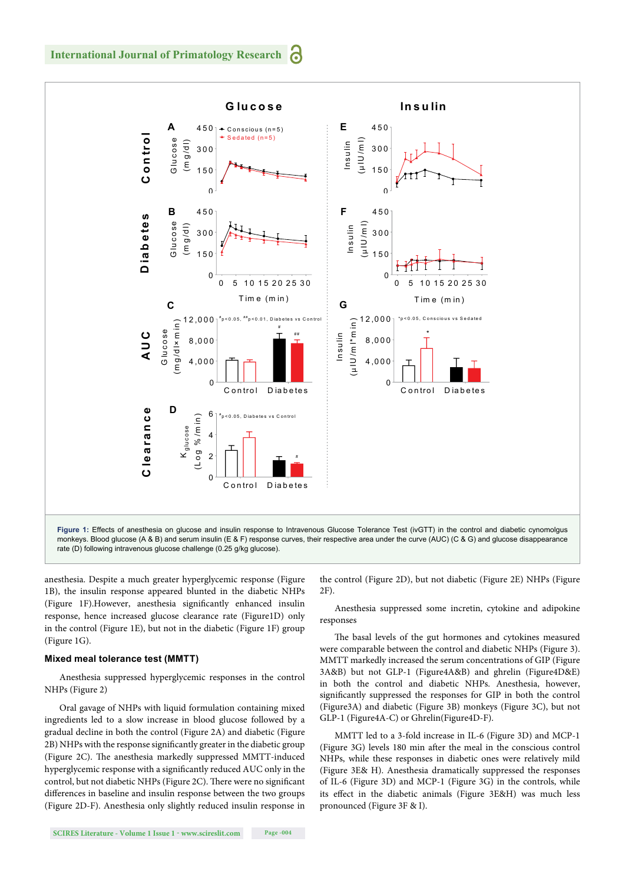**Figure 1:** Effects of anesthesia on glucose and insulin response to Intravenous Glucose Tolerance Test (ivGTT) in the control and diabetic cynomolgus monkeys. Blood glucose (A & B) and serum insulin (E & F) response curves, their respective area under the curve (AUC) (C & G) and glucose disappearance rate (D) following intravenous glucose challenge (0.25 g/kg glucose).

anesthesia. Despite a much greater hyperglycemic response (Figure 1B), the insulin response appeared blunted in the diabetic NHPs (Figure 1F).However, anesthesia significantly enhanced insulin response, hence increased glucose clearance rate (Figure1D) only in the control (Figure 1E), but not in the diabetic (Figure 1F) group (Figure 1G).

### Mixed meal tolerance test (MMTT)

Anesthesia suppressed hyperglycemic responses in the control NHPs (Figure 2)

Oral gavage of NHPs with liquid formulation containing mixed ingredients led to a slow increase in blood glucose followed by a gradual decline in both the control (Figure 2A) and diabetic (Figure 2B) NHPs with the response significantly greater in the diabetic group (Figure 2C). The anesthesia markedly suppressed MMTT-induced hyperglycemic response with a significantly reduced AUC only in the control, but not diabetic NHPs (Figure 2C). There were no significant differences in baseline and insulin response between the two groups (Figure 2D-F). Anesthesia only slightly reduced insulin response in the control (Figure 2D), but not diabetic (Figure 2E) NHPs (Figure 2F).

Anesthesia suppressed some incretin, cytokine and adipokine responses

The basal levels of the gut hormones and cytokines measured were comparable between the control and diabetic NHPs (Figure 3). MMTT markedly increased the serum concentrations of GIP (Figure 3A&B) but not GLP-1 (Figure4A&B) and ghrelin (Figure4D&E) in both the control and diabetic NHPs. Anesthesia, however, significantly suppressed the responses for GIP in both the control (Figure3A) and diabetic (Figure 3B) monkeys (Figure 3C), but not GLP-1 (Figure4A-C) or Ghrelin(Figure4D-F).

MMTT led to a 3-fold increase in IL-6 (Figure 3D) and MCP-1 (Figure 3G) levels 180 min after the meal in the conscious control NHPs, while these responses in diabetic ones were relatively mild (Figure 3E& H). Anesthesia dramatically suppressed the responses of IL-6 (Figure 3D) and MCP-1 (Figure 3G) in the controls, while its effect in the diabetic animals (Figure 3E&H) was much less pronounced (Figure 3F & I).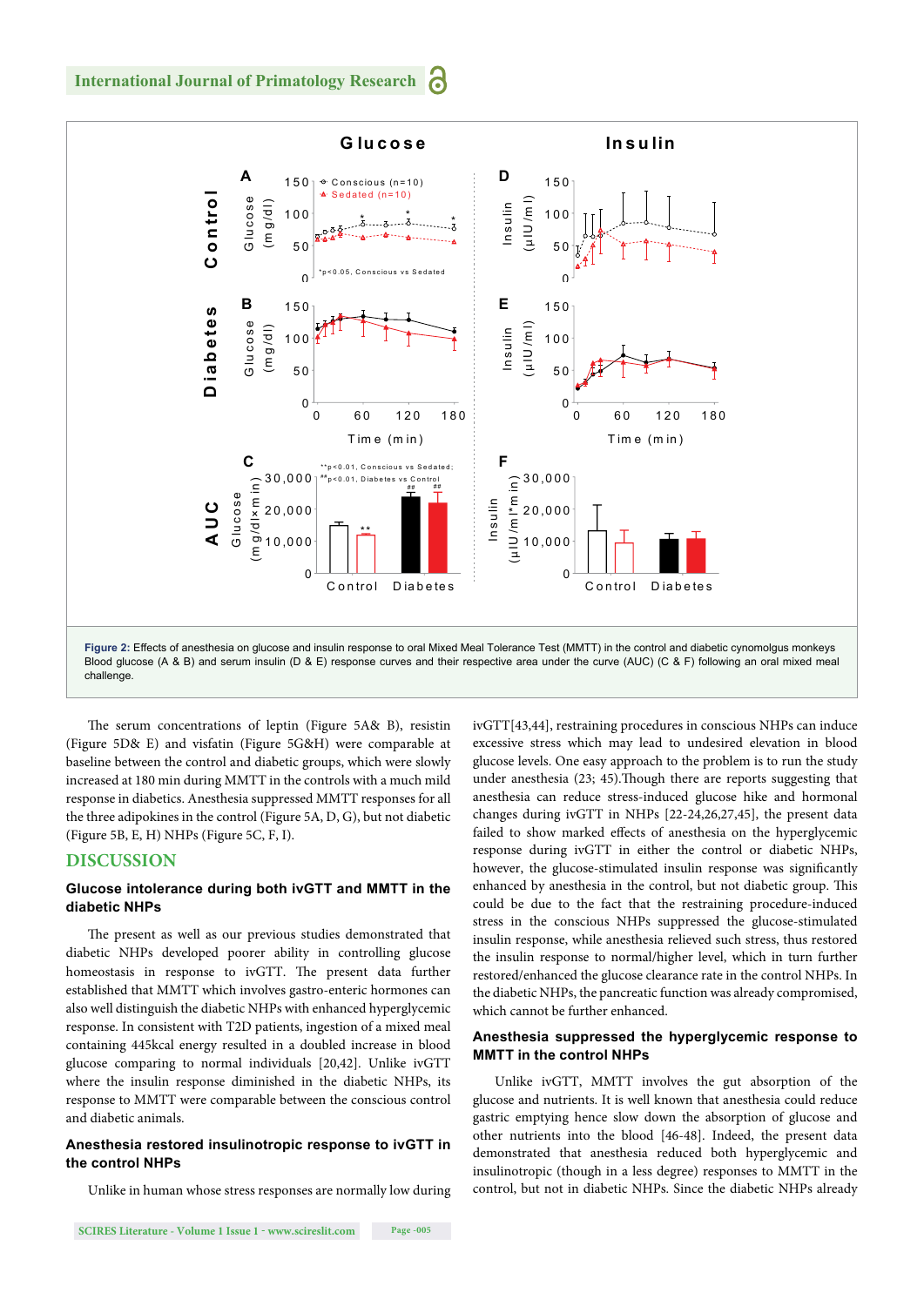**Figure 2:** Effects of anesthesia on glucose and insulin response to oral Mixed Meal Tolerance Test (MMTT) in the control and diabetic cynomolgus monkeys Blood glucose (A & B) and serum insulin (D & E) response curves and their respective area under the curve (AUC) (C & F) following an oral mixed meal challenge.

The serum concentrations of leptin (Figure 5A& B), resistin (Figure 5D& E) and visfatin (Figure 5G&H) were comparable at baseline between the control and diabetic groups, which were slowly increased at 180 min during MMTT in the controls with a much mild response in diabetics. Anesthesia suppressed MMTT responses for all the three adipokines in the control (Figure 5A, D, G), but not diabetic (Figure 5B, E, H) NHPs (Figure 5C, F, I).

## DISCUSSION

### Glucose intolerance during both ivGTT and MMTT in the diabetic NHPs

The present as well as our previous studies demonstrated that diabetic NHPs developed poorer ability in controlling glucose homeostasis in response to ivGTT. The present data further established that MMTT which involves gastro-enteric hormones can also well distinguish the diabetic NHPs with enhanced hyperglycemic response. In consistent with T2D patients, ingestion of a mixed meal containing 445kcal energy resulted in a doubled increase in blood glucose comparing to normal individuals [20,42]. Unlike ivGTT where the insulin response diminished in the diabetic NHPs, its response to MMTT were comparable between the conscious control and diabetic animals.

### Anesthesia restored insulinotropic response to ivGTT in the control NHPs

Unlike in human whose stress responses are normally low during ivGTT[43,44], restraining procedures in conscious NHPs can induce excessive stress which may lead to undesired elevation in blood glucose levels. One easy approach to the problem is to run the study under anesthesia (23; 45).Though there are reports suggesting that anesthesia can reduce stress-induced glucose hike and hormonal changes during ivGTT in NHPs [22-24,26,27,45], the present data failed to show marked effects of anesthesia on the hyperglycemic response during ivGTT in either the control or diabetic NHPs, however, the glucose-stimulated insulin response was significantly enhanced by anesthesia in the control, but not diabetic group. This could be due to the fact that the restraining procedure-induced stress in the conscious NHPs suppressed the glucose-stimulated insulin response, while anesthesia relieved such stress, thus restored the insulin response to normal/higher level, which in turn further restored/enhanced the glucose clearance rate in the control NHPs. In the diabetic NHPs, the pancreatic function was already compromised, which cannot be further enhanced.

### Anesthesia suppressed the hyperglycemic response to MMTT in the control NHPs

Unlike ivGTT, MMTT involves the gut absorption of the glucose and nutrients. It is well known that anesthesia could reduce gastric emptying hence slow down the absorption of glucose and other nutrients into the blood [46-48]. Indeed, the present data demonstrated that anesthesia reduced both hyperglycemic and insulinotropic (though in a less degree) responses to MMTT in the control, but not in diabetic NHPs. Since the diabetic NHPs already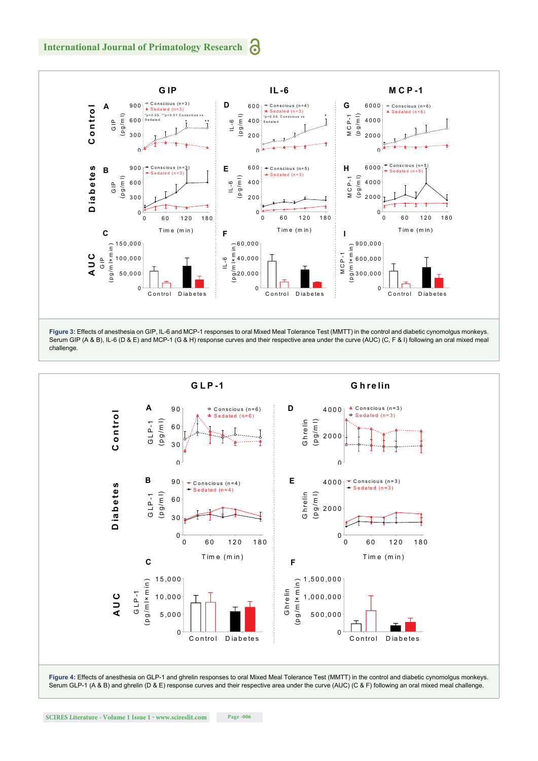**Figure 3:** Effects of anesthesia on GIP, IL-6 and MCP-1 responses to oral Mixed Meal Tolerance Test (MMTT) in the control and diabetic cynomolgus monkeys. Serum GIP (A & B), IL-6 (D & E) and MCP-1 (G & H) response curves and their respective area under the curve (AUC) (C, F & I) following an oral mixed meal challenge.

**Figure 4:** Effects of anesthesia on GLP-1 and ghrelin responses to oral Mixed Meal Tolerance Test (MMTT) in the control and diabetic cynomolgus monkeys. Serum GLP-1 (A & B) and ghrelin (D & E) response curves and their respective area under the curve (AUC) (C & F) following an oral mixed meal challenge.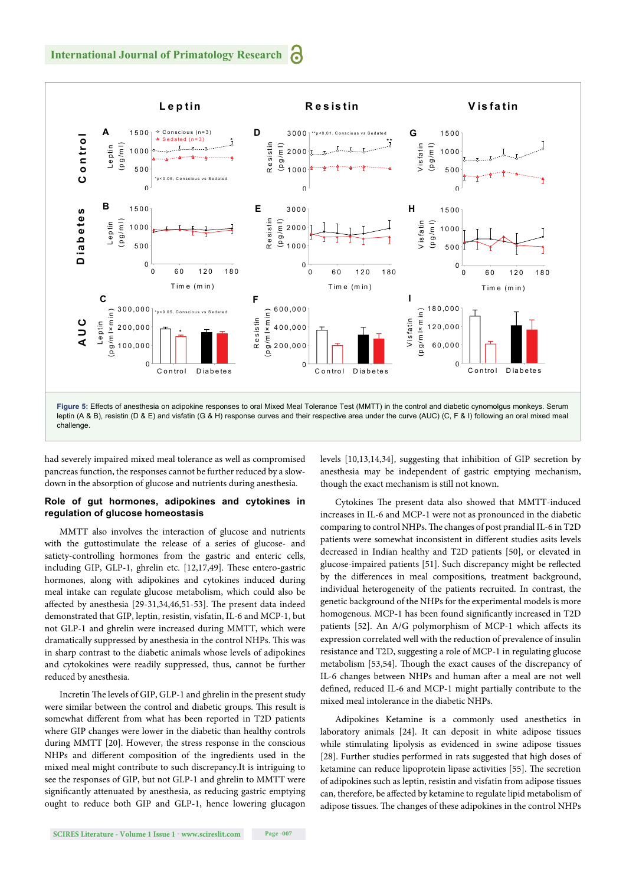**Figure 5:** Effects of anesthesia on adipokine responses to oral Mixed Meal Tolerance Test (MMTT) in the control and diabetic cynomolgus monkeys. Serum leptin (A & B), resistin (D & E) and visfatin (G & H) response curves and their respective area under the curve (AUC) (C, F & I) following an oral mixed meal challenge.

had severely impaired mixed meal tolerance as well as compromised pancreas function, the responses cannot be further reduced by a slow-down in the absorption of glucose and nutrients during anesthesia.

### Role of gut hormones, adipokines and cytokines in regulation of glucose homeostasis

MMTT also involves the interaction of glucose and nutrients with the guttostimulate the release of a series of glucose- and satiety-controlling hormones from the gastric and enteric cells, including GIP, GLP-1, ghrelin etc. [12,17,49]. These entero-gastric hormones, along with adipokines and cytokines induced during meal intake can regulate glucose metabolism, which could also be affected by anesthesia [29-31,34,46,51-53]. The present data indeed demonstrated that GIP, leptin, resistin, visfatin, IL-6 and MCP-1, but not GLP-1 and ghrelin were increased during MMTT, which were dramatically suppressed by anesthesia in the control NHPs. This was in sharp contrast to the diabetic animals whose levels of adipokines and cytokines were readily suppressed, thus, cannot be further reduced by anesthesia.

Incretin The levels of GIP, GLP-1 and ghrelin in the present study were similar between the control and diabetic groups. This result is somewhat different from what has been reported in T2D patients where GIP changes were lower in the diabetic than healthy controls during MMTT [20]. However, the stress response in the conscious NHPs and different composition of the ingredients used in the mixed meal might contribute to such discrepancy.It is intriguing to see the responses of GIP, but not GLP-1 and ghrelin to MMTT were significantly attenuated by anesthesia, as reducing gastric emptying ought to reduce both GIP and GLP-1, hence lowering glucagon levels [10,13,14,34], suggesting that inhibition of GIP secretion by anesthesia may be independent of gastric emptying mechanism, though the exact mechanism is still not known.

Cytokines The present data also showed that MMTT-induced increases in IL-6 and MCP-1 were not as pronounced in the diabetic comparing to control NHPs. The changes of post prandial IL-6 in T2D patients were somewhat inconsistent in different studies asits levels decreased in Indian healthy and T2D patients [50], or elevated in glucose-impaired patients [51]. Such discrepancy might be reflected by the differences in meal compositions, treatment background, individual heterogeneity of the patients recruited. In contrast, the genetic background of the NHPs for the experimental models is more homogenous. MCP-1 has been found significantly increased in T2D patients [52]. An A/G polymorphism of MCP-1 which affects its expression correlated well with the reduction of prevalence of insulin resistance and T2D, suggesting a role of MCP-1 in regulating glucose metabolism [53,54]. Though the exact causes of the discrepancy of IL-6 changes between NHPs and human after a meal are not well defined, reduced IL-6 and MCP-1 might partially contribute to the mixed meal intolerance in the diabetic NHPs.

Adipokines Ketamine is a commonly used anesthetics in laboratory animals [24]. It can deposit in white adipose tissues while stimulating lipolysis as evidenced in swine adipose tissues [28]. Further studies performed in rats suggested that high doses of ketamine can reduce lipoprotein lipase activities [55]. The secretion of adipokines such as leptin, resistin and visfatin from adipose tissues can, therefore, be affected by ketamine to regulate lipid metabolism of adipose tissues. The changes of these adipokines in the control NHPs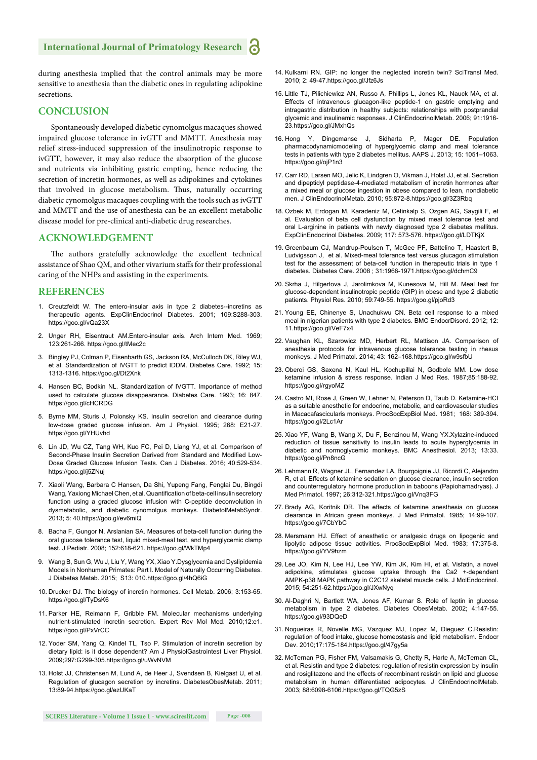during anesthesia implied that the control animals may be more sensitive to anesthesia than the diabetic ones in regulating adipokine secretions.

## CONCLUSION

Spontaneously developed diabetic cynomolgus macaques showed impaired glucose tolerance in ivGTT and MMTT. Anesthesia may relief stress-induced suppression of the insulinotropic response to ivGTT, however, it may also reduce the absorption of the glucose and nutrients via inhibiting gastric empting, hence reducing the secretion of incretin hormones, as well as adipokines and cytokines that involved in glucose metabolism. Thus, naturally occurring diabetic cynomolgus macaques coupling with the tools such as ivGTT and MMTT and the use of anesthesia can be an excellent metabolic disease model for pre-clinical anti-diabetic drug researches.

## ACKNOWLEDGEMENT

The authors gratefully acknowledge the excellent technical assistance of Shao QM, and other vivarium staffs for their professional caring of the NHPs and assisting in the experiments.

## REFERENCES

1. Creutzfeldt W. The entero-insular axis in type 2 diabetes--incretins as therapeutic agents. ExpClinEndocrinol Diabetes. 2001; 109:S288-303. https://goo.gl/vQa23X
2. Unger RH, Eisentraut AM.Entero-insular axis. Arch Intern Med. 1969; 123:261-266. https://goo.gl/tMec2c
3. Bingley PJ, Colman P, Eisenbarth GS, Jackson RA, McCulloch DK, Riley WJ, et al. Standardization of IVGTT to predict IDDM. Diabetes Care. 1992; 15: 1313-1316. https://goo.gl/Dt2Xnk
4. Hansen BC, Bodkin NL. Standardization of IVGTT. Importance of method used to calculate glucose disappearance. Diabetes Care. 1993; 16: 847. https://goo.gl/cHCRDG
5. Byrne MM, Sturis J, Polonsky KS. Insulin secretion and clearance during low-dose graded glucose infusion. Am J Physiol. 1995; 268: E21-27. https://goo.gl/YHUvhd
6. Lin JD, Wu CZ, Tang WH, Kuo FC, Pei D, Liang YJ, et al. Comparison of Second-Phase Insulin Secretion Derived from Standard and Modified Low-Dose Graded Glucose Infusion Tests. Can J Diabetes. 2016; 40:529-534. https://goo.gl/j5ZNuj
7. Xiaoli Wang, Barbara C Hansen, Da Shi, Yupeng Fang, Fenglai Du, Bingdi Wang, Yaxiong Michael Chen, et al. Quantification of beta-cell insulin secretory function using a graded glucose infusion with C-peptide deconvolution in dysmetabolic, and diabetic cynomolgus monkeys. DiabetolMetabSyndr. 2013; 5: 40.https://goo.gl/ev6miQ
8. Bacha F, Gungor N, Arslanian SA. Measures of beta-cell function during the oral glucose tolerance test, liquid mixed-meal test, and hyperglycemic clamp test. J Pediatr. 2008; 152:618-621. https://goo.gl/WkTMp4
9. Wang B, Sun G, Wu J, Liu Y, Wang YX, Xiao Y.Dysglycemia and Dyslipidemia Models in Nonhuman Primates: Part I. Model of Naturally Occurring Diabetes. J Diabetes Metab. 2015; S13: 010.https://goo.gl/4hQ6iG
10. Drucker DJ. The biology of incretin hormones. Cell Metab. 2006; 3:153-65. https://goo.gl/TyDsK6
11. Parker HE, Reimann F, Gribble FM. Molecular mechanisms underlying nutrient-stimulated incretin secretion. Expert Rev Mol Med. 2010;12:e1. https://goo.gl/PxVrCC
12. Yoder SM, Yang Q, Kindel TL, Tso P. Stimulation of incretin secretion by dietary lipid: is it dose dependent? Am J PhysiolGastrointest Liver Physiol. 2009;297:G299-305.https://goo.gl/uWvNVM
13. Holst JJ, Christensen M, Lund A, de Heer J, Svendsen B, Kielgast U, et al. Regulation of glucagon secretion by incretins. DiabetesObesMetab. 2011; 13:89-94.https://goo.gl/ezUKaT
14. Kulkarni RN. GIP: no longer the neglected incretin twin? SciTransl Med. 2010; 2: 49-47.https://goo.gl/Jfz6Js
15. Little TJ, Pilichiewicz AN, Russo A, Phillips L, Jones KL, Nauck MA, et al. Effects of intravenous glucagon-like peptide-1 on gastric emptying and intragastric distribution in healthy subjects: relationships with postprandial glycemic and insulinemic responses. J ClinEndocrinolMetab. 2006; 91:1916-23.https://goo.gl/JMxhQs
16. Hong Y, Dingemanse J, Sidharta P, Mager DE. Population pharmacodynamicmodeling of hyperglycemic clamp and meal tolerance tests in patients with type 2 diabetes mellitus. AAPS J. 2013; 15: 1051–1063. https://goo.gl/ojP1n3
17. Carr RD, Larsen MO, Jelic K, Lindgren O, Vikman J, Holst JJ, et al. Secretion and dipeptidyl peptidase-4-mediated metabolism of incretin hormones after a mixed meal or glucose ingestion in obese compared to lean, nondiabetic men. J ClinEndocrinolMetab. 2010; 95:872-8.https://goo.gl/3Z3Rbq
18. Ozbek M, Erdogan M, Karadeniz M, Cetinkalp S, Ozgen AG, Saygili F, et al. Evaluation of beta cell dysfunction by mixed meal tolerance test and oral L-arginine in patients with newly diagnosed type 2 diabetes mellitus. ExpClinEndocrinol Diabetes. 2009; 117: 573-576. https://goo.gl/LDTKjX
19. Greenbaum CJ, Mandrup-Poulsen T, McGee PF, Battelino T, Haastert B, Ludvigsson J, et al. Mixed-meal tolerance test versus glucagon stimulation test for the assessment of beta-cell function in therapeutic trials in type 1 diabetes. Diabetes Care. 2008 ; 31:1966-1971.https://goo.gl/dchmC9
20. Skrha J, Hilgertova J, Jarolimkova M, Kunesova M, Hill M. Meal test for glucose-dependent insulinotropic peptide (GIP) in obese and type 2 diabetic patients. Physiol Res. 2010; 59:749-55. https://goo.gl/pjoRd3
21. Young EE, Chinenye S, Unachukwu CN. Beta cell response to a mixed meal in nigerian patients with type 2 diabetes. BMC EndocrDisord. 2012; 12: 11.https://goo.gl/VeF7x4
22. Vaughan KL, Szarowicz MD, Herbert RL, Mattison JA. Comparison of anesthesia protocols for intravenous glucose tolerance testing in rhesus monkeys. J Med Primatol. 2014; 43: 162–168.https://goo.gl/w9sfbU
23. Oberoi GS, Saxena N, Kaul HL, Kochupillai N, Godbole MM. Low dose ketamine infusion & stress response. Indian J Med Res. 1987;85:188-92. https://goo.gl/rgyoMZ
24. Castro MI, Rose J, Green W, Lehner N, Peterson D, Taub D. Ketamine-HCI as a suitable anesthetic for endocrine, metabolic, and cardiovascular studies in Macacafascicularis monkeys. ProcSocExpBiol Med. 1981; 168: 389-394. https://goo.gl/2Lc1Ar
25. Xiao YF, Wang B, Wang X, Du F, Benzinou M, Wang YX.Xylazine-induced reduction of tissue sensitivity to insulin leads to acute hyperglycemia in diabetic and normoglycemic monkeys. BMC Anesthesiol. 2013; 13:33. https://goo.gl/Pn8ncG
26. Lehmann R, Wagner JL, Fernandez LA, Bourgoignie JJ, Ricordi C, Alejandro R, et al. Effects of ketamine sedation on glucose clearance, insulin secretion and counterregulatory hormone production in baboons (Papiohamadryas). J Med Primatol. 1997; 26:312-321.https://goo.gl/Vnq3FG
27. Brady AG, Koritnik DR. The effects of ketamine anesthesia on glucose clearance in African green monkeys. J Med Primatol. 1985; 14:99-107. https://goo.gl/7CbYbC
28. Mersmann HJ. Effect of anesthetic or analgesic drugs on lipogenic and lipolytic adipose tissue activities. ProcSocExpBiol Med. 1983; 17:375-8. https://goo.gl/YV9hzm
29. Lee JO, Kim N, Lee HJ, Lee YW, Kim JK, Kim HI, et al. Visfatin, a novel adipokine, stimulates glucose uptake through the Ca2 +-dependent AMPK-p38 MAPK pathway in C2C12 skeletal muscle cells. J MolEndocrinol. 2015; 54:251-62.https://goo.gl/JXwNyq
30. Al-Daghri N, Bartlett WA, Jones AF, Kumar S. Role of leptin in glucose metabolism in type 2 diabetes. Diabetes ObesMetab. 2002; 4:147-55. https://goo.gl/93DQeD
31. Nogueiras R, Novelle MG, Vazquez MJ, Lopez M, Dieguez C.Resistin: regulation of food intake, glucose homeostasis and lipid metabolism. Endocr Dev. 2010;17:175-184.https://goo.gl/47gy5a
32. McTernan PG, Fisher FM, Valsamakis G, Chetty R, Harte A, McTernan CL, et al. Resistin and type 2 diabetes: regulation of resistin expression by insulin and rosiglitazone and the effects of recombinant resistin on lipid and glucose metabolism in human differentiated adipocytes. J ClinEndocrinolMetab. 2003; 88:6098-6106.https://goo.gl/TQG5zS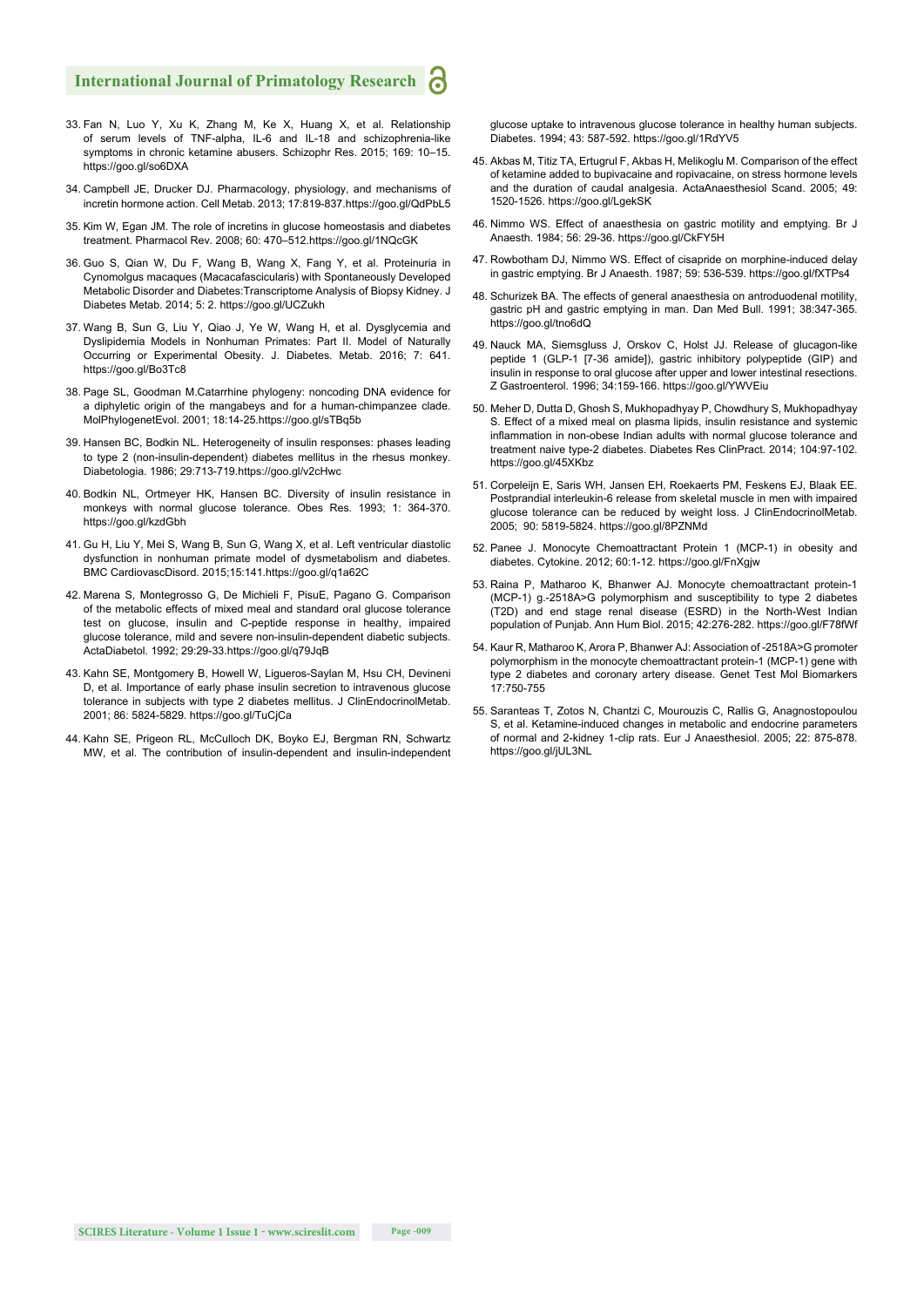33. Fan N, Luo Y, Xu K, Zhang M, Ke X, Huang X, et al. Relationship of serum levels of TNF-alpha, IL-6 and IL-18 and schizophrenia-like symptoms in chronic ketamine abusers. Schizophr Res. 2015; 169: 10–15. https://goo.gl/so6DXA

34. Campbell JE, Drucker DJ. Pharmacology, physiology, and mechanisms of incretin hormone action. Cell Metab. 2013; 17:819-837.https://goo.gl/QdPbL5

35. Kim W, Egan JM. The role of incretins in glucose homeostasis and diabetes treatment. Pharmacol Rev. 2008; 60: 470–512.https://goo.gl/1NQcGK

36. Guo S, Qian W, Du F, Wang B, Wang X, Fang Y, et al. Proteinuria in Cynomolgus macaques (Macacafascicularis) with Spontaneously Developed Metabolic Disorder and Diabetes:Transcriptome Analysis of Biopsy Kidney. J Diabetes Metab. 2014; 5: 2. https://goo.gl/UCZukh

37. Wang B, Sun G, Liu Y, Qiao J, Ye W, Wang H, et al. Dysglycemia and Dyslipidemia Models in Nonhuman Primates: Part II. Model of Naturally Occurring or Experimental Obesity. J. Diabetes. Metab. 2016; 7: 641. https://goo.gl/Bo3Tc8

38. Page SL, Goodman M.Catarrhine phylogeny: noncoding DNA evidence for a diphyletic origin of the mangabeys and for a human-chimpanzee clade. MolPhylogenetEvol. 2001; 18:14-25.https://goo.gl/sTBq5b

39. Hansen BC, Bodkin NL. Heterogeneity of insulin responses: phases leading to type 2 (non-insulin-dependent) diabetes mellitus in the rhesus monkey. Diabetologia. 1986; 29:713-719.https://goo.gl/v2cHwc

40. Bodkin NL, Ortmeyer HK, Hansen BC. Diversity of insulin resistance in monkeys with normal glucose tolerance. Obes Res. 1993; 1: 364-370. https://goo.gl/kzdGbh

41. Gu H, Liu Y, Mei S, Wang B, Sun G, Wang X, et al. Left ventricular diastolic dysfunction in nonhuman primate model of dysmetabolism and diabetes. BMC CardiovascDisord. 2015;15:141.https://goo.gl/q1a62C

42. Marena S, Montegrosso G, De Michieli F, PisuE, Pagano G. Comparison of the metabolic effects of mixed meal and standard oral glucose tolerance test on glucose, insulin and C-peptide response in healthy, impaired glucose tolerance, mild and severe non-insulin-dependent diabetic subjects. ActaDiabetol. 1992; 29:29-33.https://goo.gl/q79JqB

43. Kahn SE, Montgomery B, Howell W, Ligueros-Saylan M, Hsu CH, Devineni D, et al. Importance of early phase insulin secretion to intravenous glucose tolerance in subjects with type 2 diabetes mellitus. J ClinEndocrinolMetab. 2001; 86: 5824-5829. https://goo.gl/TuCjCa

44. Kahn SE, Prigeon RL, McCulloch DK, Boyko EJ, Bergman RN, Schwartz MW, et al. The contribution of insulin-dependent and insulin-independent glucose uptake to intravenous glucose tolerance in healthy human subjects. Diabetes. 1994; 43: 587-592. https://goo.gl/1RdYV5

45. Akbas M, Titiz TA, Ertugrul F, Akbas H, Melikoglu M. Comparison of the effect of ketamine added to bupivacaine and ropivacaine, on stress hormone levels and the duration of caudal analgesia. ActaAnaesthesiol Scand. 2005; 49: 1520-1526. https://goo.gl/LgekSK

46. Nimmo WS. Effect of anaesthesia on gastric motility and emptying. Br J Anaesth. 1984; 56: 29-36. https://goo.gl/CkFY5H

47. Rowbotham DJ, Nimmo WS. Effect of cisapride on morphine-induced delay in gastric emptying. Br J Anaesth. 1987; 59: 536-539. https://goo.gl/fXTPs4

48. Schurizek BA. The effects of general anaesthesia on antroduodenal motility, gastric pH and gastric emptying in man. Dan Med Bull. 1991; 38:347-365. https://goo.gl/tno6dQ

49. Nauck MA, Siemsgluss J, Orskov C, Holst JJ. Release of glucagon-like peptide 1 (GLP-1 [7-36 amide]), gastric inhibitory polypeptide (GIP) and insulin in response to oral glucose after upper and lower intestinal resections. Z Gastroenterol. 1996; 34:159-166. https://goo.gl/YWVEiu

50. Meher D, Dutta D, Ghosh S, Mukhopadhyay P, Chowdhury S, Mukhopadhyay S. Effect of a mixed meal on plasma lipids, insulin resistance and systemic inflammation in non-obese Indian adults with normal glucose tolerance and treatment naive type-2 diabetes. Diabetes Res ClinPract. 2014; 104:97-102. https://goo.gl/45XKbz

51. Corpeleijn E, Saris WH, Jansen EH, Roekaerts PM, Feskens EJ, Blaak EE. Postprandial interleukin-6 release from skeletal muscle in men with impaired glucose tolerance can be reduced by weight loss. J ClinEndocrinolMetab. 2005; 90: 5819-5824. https://goo.gl/8PZNMd

52. Panee J. Monocyte Chemoattractant Protein 1 (MCP-1) in obesity and diabetes. Cytokine. 2012; 60:1-12. https://goo.gl/FnXgjw

53. Raina P, Matharoo K, Bhanwer AJ. Monocyte chemoattractant protein-1 (MCP-1) g.-2518A>G polymorphism and susceptibility to type 2 diabetes (T2D) and end stage renal disease (ESRD) in the North-West Indian population of Punjab. Ann Hum Biol. 2015; 42:276-282. https://goo.gl/F78fWf

54. Kaur R, Matharoo K, Arora P, Bhanwer AJ: Association of -2518A>G promoter polymorphism in the monocyte chemoattractant protein-1 (MCP-1) gene with type 2 diabetes and coronary artery disease. Genet Test Mol Biomarkers 17:750-755

55. Saranteas T, Zotos N, Chantzi C, Mourouzis C, Rallis G, Anagnostopoulou S, et al. Ketamine-induced changes in metabolic and endocrine parameters of normal and 2-kidney 1-clip rats. Eur J Anaesthesiol. 2005; 22: 875-878. https://goo.gl/jUL3NL